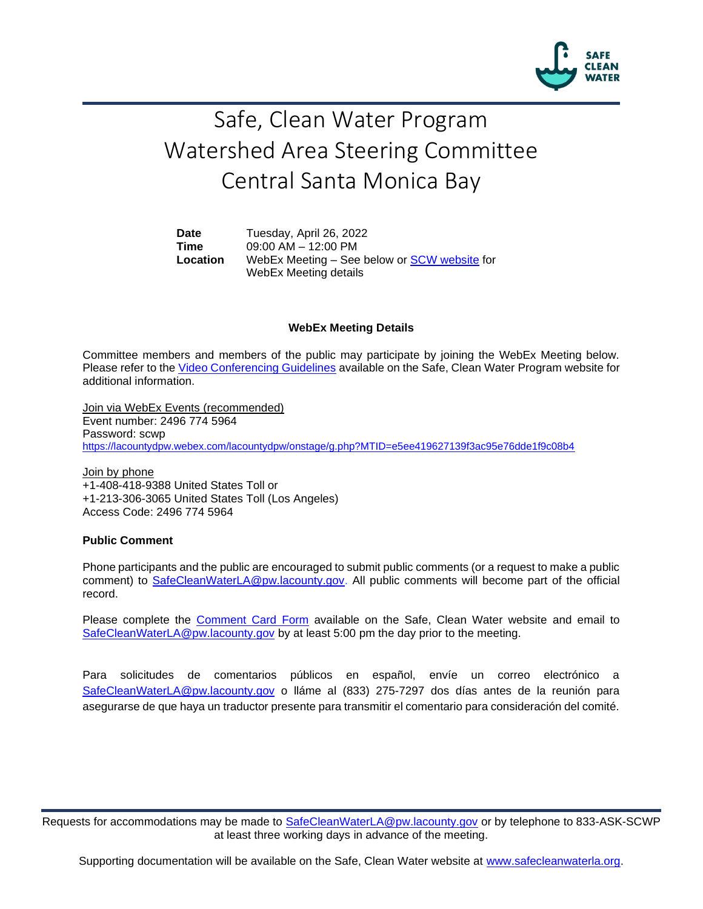# Safe, Clean Water Program
# Watershed Area Steering Committee
# Central Santa Monica Bay

| | |
|---|---|
| **Date** | Tuesday, April 26, 2022 |
| **Time** | 09:00 AM – 12:00 PM |
| **Location** | WebEx Meeting – See below or SCW website for WebEx Meeting details |

**WebEx Meeting Details**

Committee members and members of the public may participate by joining the WebEx Meeting below. Please refer to the Video Conferencing Guidelines available on the Safe, Clean Water Program website for additional information.

Join via WebEx Events (recommended)
Event number: 2496 774 5964
Password: scwp
https://lacountydpw.webex.com/lacountydpw/onstage/g.php?MTID=e5ee419627139f3ac95e76dde1f9c08b4

Join by phone
+1-408-418-9388 United States Toll or
+1-213-306-3065 United States Toll (Los Angeles)
Access Code: 2496 774 5964

**Public Comment**

Phone participants and the public are encouraged to submit public comments (or a request to make a public comment) to SafeCleanWaterLA@pw.lacounty.gov. All public comments will become part of the official record.

Please complete the Comment Card Form available on the Safe, Clean Water website and email to SafeCleanWaterLA@pw.lacounty.gov by at least 5:00 pm the day prior to the meeting.

Para solicitudes de comentarios públicos en español, envíe un correo electrónico a SafeCleanWaterLA@pw.lacounty.gov o lláme al (833) 275-7297 dos días antes de la reunión para asegurarse de que haya un traductor presente para transmitir el comentario para consideración del comité.

Requests for accommodations may be made to SafeCleanWaterLA@pw.lacounty.gov or by telephone to 833-ASK-SCWP at least three working days in advance of the meeting.

Supporting documentation will be available on the Safe, Clean Water website at www.safecleanwaterla.org.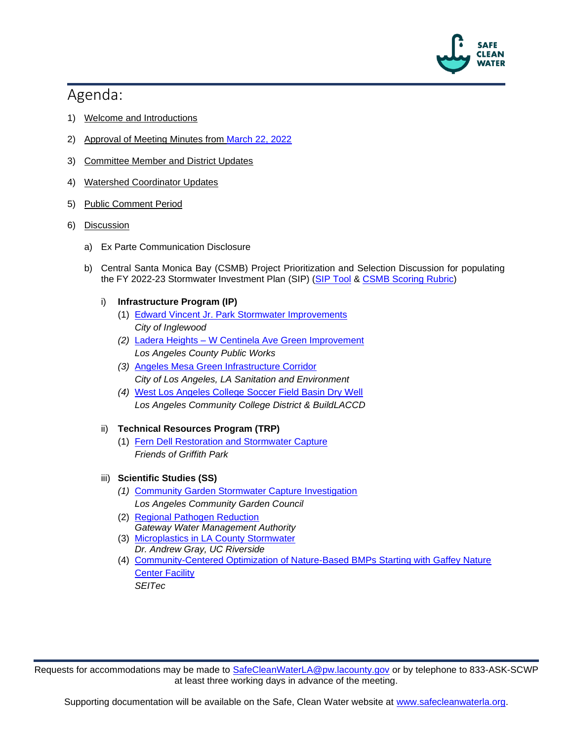## Agenda:

1) Welcome and Introductions

2) Approval of Meeting Minutes from March 22, 2022

3) Committee Member and District Updates

4) Watershed Coordinator Updates

5) Public Comment Period

6) Discussion

   a) Ex Parte Communication Disclosure

   b) Central Santa Monica Bay (CSMB) Project Prioritization and Selection Discussion for populating the FY 2022-23 Stormwater Investment Plan (SIP) (SIP Tool & CSMB Scoring Rubric)

      i) **Infrastructure Program (IP)**

         (1) Edward Vincent Jr. Park Stormwater Improvements
         *City of Inglewood*

         *(2)* Ladera Heights – W Centinela Ave Green Improvement
         *Los Angeles County Public Works*

         *(3)* Angeles Mesa Green Infrastructure Corridor
         *City of Los Angeles, LA Sanitation and Environment*

         *(4)* West Los Angeles College Soccer Field Basin Dry Well
         *Los Angeles Community College District & BuildLACCD*

      ii) **Technical Resources Program (TRP)**

         (1) Fern Dell Restoration and Stormwater Capture
         *Friends of Griffith Park*

      iii) **Scientific Studies (SS)**

         *(1)* Community Garden Stormwater Capture Investigation
         *Los Angeles Community Garden Council*

         (2) Regional Pathogen Reduction
         *Gateway Water Management Authority*

         (3) Microplastics in LA County Stormwater
         *Dr. Andrew Gray, UC Riverside*

         (4) Community-Centered Optimization of Nature-Based BMPs Starting with Gaffey Nature Center Facility
         *SEITec*

Requests for accommodations may be made to SafeCleanWaterLA@pw.lacounty.gov or by telephone to 833-ASK-SCWP at least three working days in advance of the meeting.

Supporting documentation will be available on the Safe, Clean Water website at www.safecleanwaterla.org.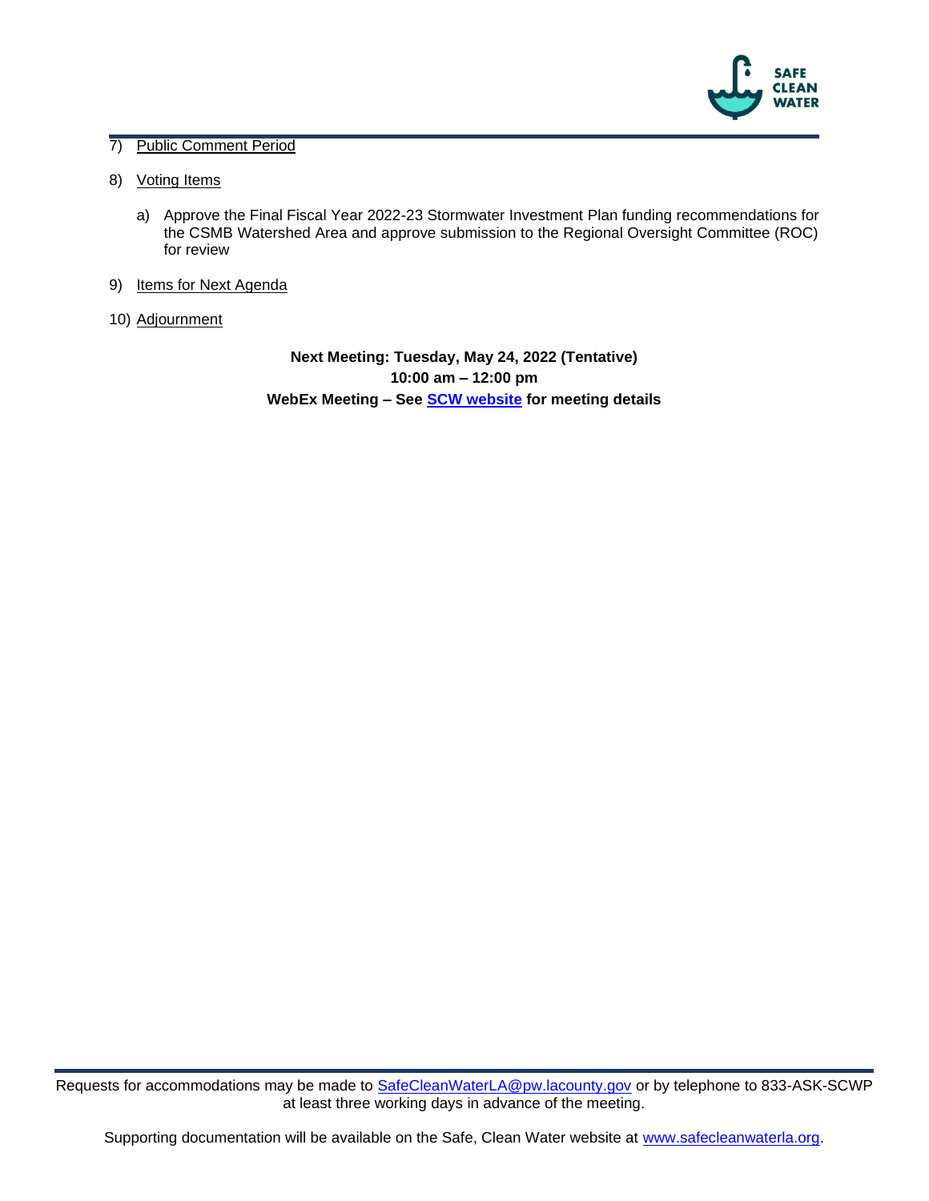7) Public Comment Period

8) Voting Items

   a) Approve the Final Fiscal Year 2022-23 Stormwater Investment Plan funding recommendations for the CSMB Watershed Area and approve submission to the Regional Oversight Committee (ROC) for review

9) Items for Next Agenda

10) Adjournment

**Next Meeting: Tuesday, May 24, 2022 (Tentative)**
**10:00 am – 12:00 pm**
**WebEx Meeting – See SCW website for meeting details**

Requests for accommodations may be made to SafeCleanWaterLA@pw.lacounty.gov or by telephone to 833-ASK-SCWP at least three working days in advance of the meeting.

Supporting documentation will be available on the Safe, Clean Water website at www.safecleanwaterla.org.